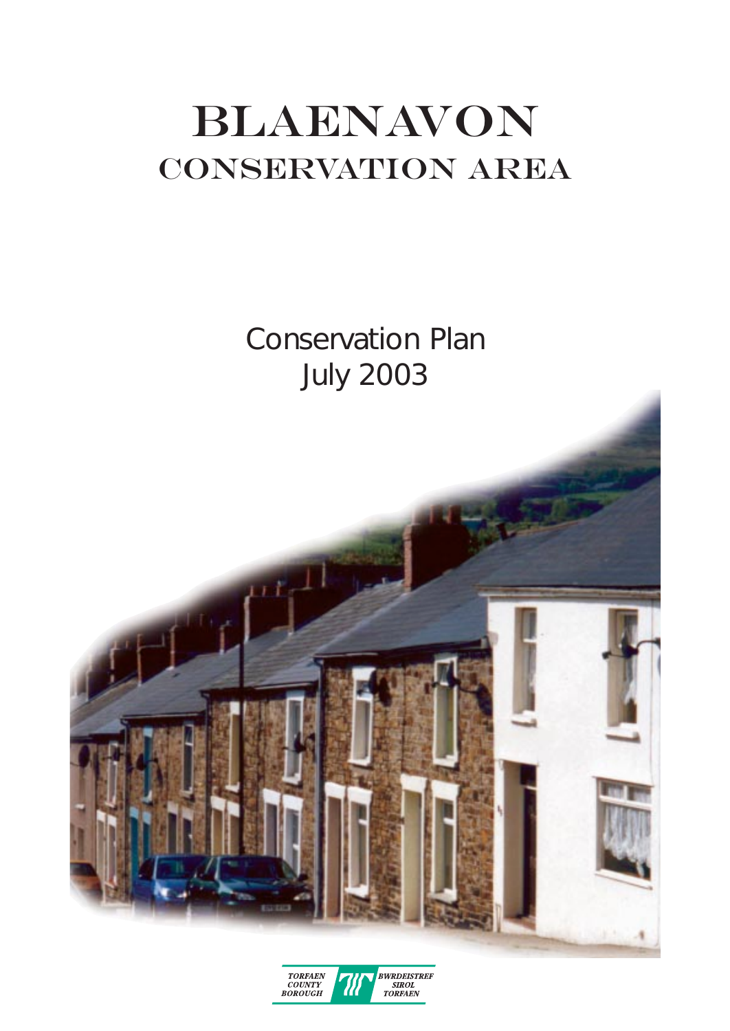# BLAENAVON
## CONSERVATION AREA

Conservation Plan
July 2003

TORFAEN COUNTY BOROUGH

BWRDEISTREF SIROL TORFAEN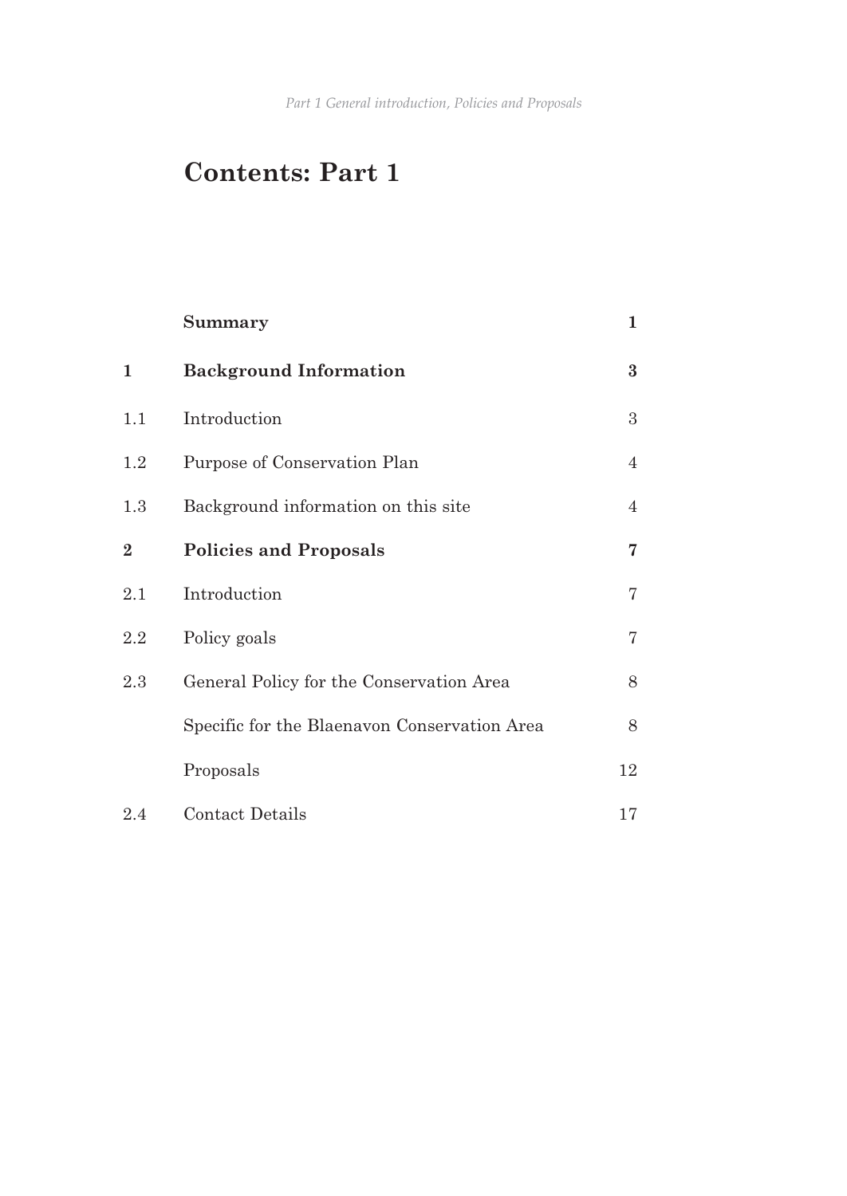# Contents: Part 1

| | | |
|---|---|---|
| | **Summary** | **1** |
| **1** | **Background Information** | **3** |
| 1.1 | Introduction | 3 |
| 1.2 | Purpose of Conservation Plan | 4 |
| 1.3 | Background information on this site | 4 |
| **2** | **Policies and Proposals** | **7** |
| 2.1 | Introduction | 7 |
| 2.2 | Policy goals | 7 |
| 2.3 | General Policy for the Conservation Area | 8 |
| | Specific for the Blaenavon Conservation Area | 8 |
| | Proposals | 12 |
| 2.4 | Contact Details | 17 |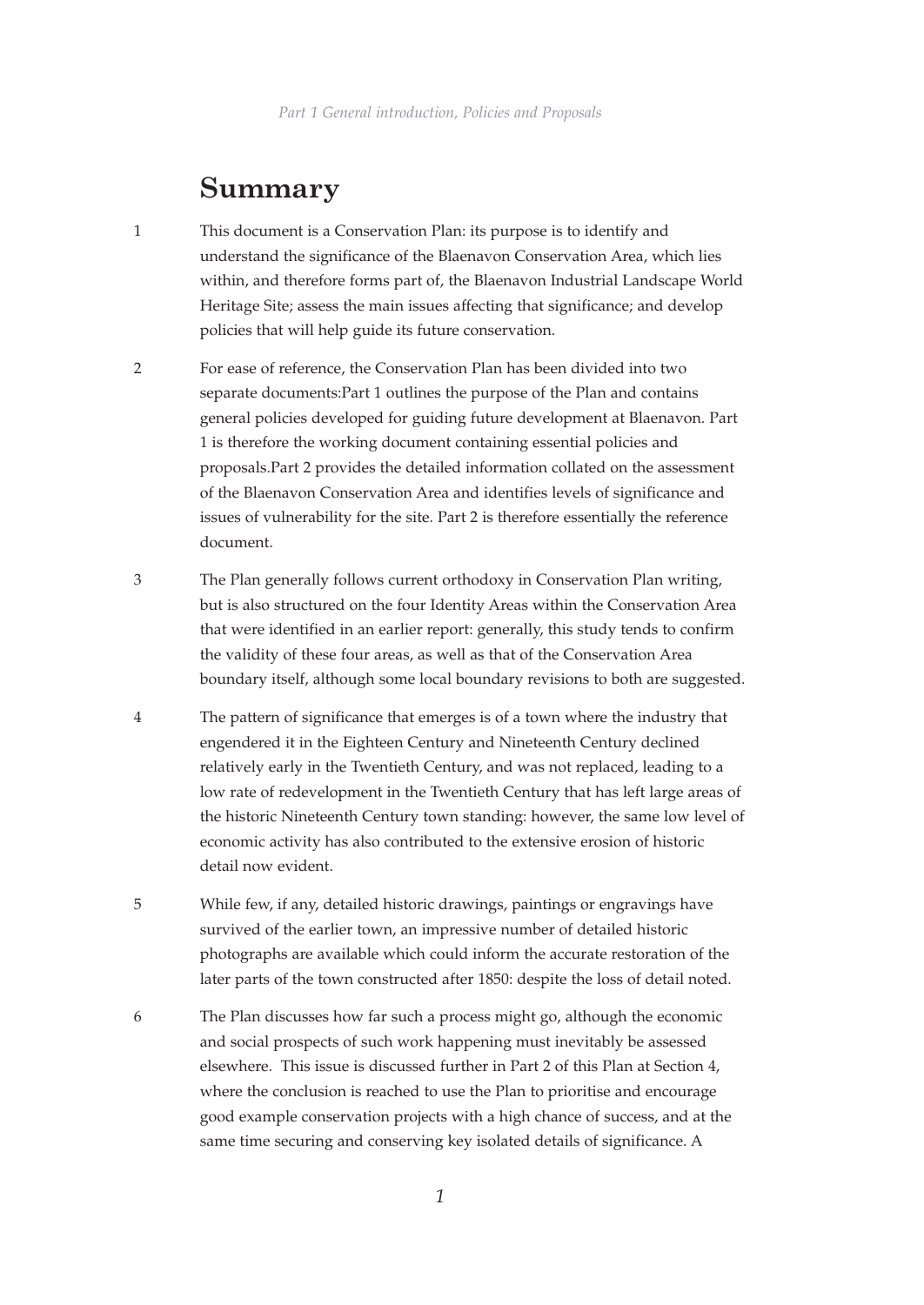## Summary

1 This document is a Conservation Plan: its purpose is to identify and understand the significance of the Blaenavon Conservation Area, which lies within, and therefore forms part of, the Blaenavon Industrial Landscape World Heritage Site; assess the main issues affecting that significance; and develop policies that will help guide its future conservation.

2 For ease of reference, the Conservation Plan has been divided into two separate documents:Part 1 outlines the purpose of the Plan and contains general policies developed for guiding future development at Blaenavon. Part 1 is therefore the working document containing essential policies and proposals.Part 2 provides the detailed information collated on the assessment of the Blaenavon Conservation Area and identifies levels of significance and issues of vulnerability for the site. Part 2 is therefore essentially the reference document.

3 The Plan generally follows current orthodoxy in Conservation Plan writing, but is also structured on the four Identity Areas within the Conservation Area that were identified in an earlier report: generally, this study tends to confirm the validity of these four areas, as well as that of the Conservation Area boundary itself, although some local boundary revisions to both are suggested.

4 The pattern of significance that emerges is of a town where the industry that engendered it in the Eighteen Century and Nineteenth Century declined relatively early in the Twentieth Century, and was not replaced, leading to a low rate of redevelopment in the Twentieth Century that has left large areas of the historic Nineteenth Century town standing: however, the same low level of economic activity has also contributed to the extensive erosion of historic detail now evident.

5 While few, if any, detailed historic drawings, paintings or engravings have survived of the earlier town, an impressive number of detailed historic photographs are available which could inform the accurate restoration of the later parts of the town constructed after 1850: despite the loss of detail noted.

6 The Plan discusses how far such a process might go, although the economic and social prospects of such work happening must inevitably be assessed elsewhere. This issue is discussed further in Part 2 of this Plan at Section 4, where the conclusion is reached to use the Plan to prioritise and encourage good example conservation projects with a high chance of success, and at the same time securing and conserving key isolated details of significance. A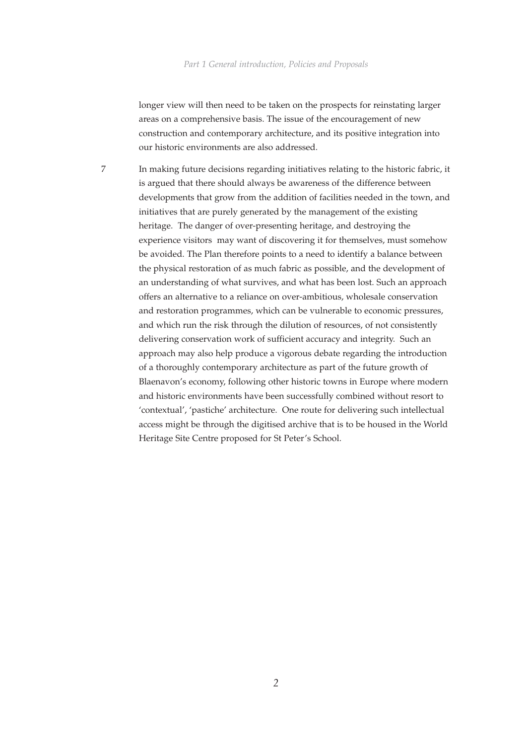longer view will then need to be taken on the prospects for reinstating larger areas on a comprehensive basis. The issue of the encouragement of new construction and contemporary architecture, and its positive integration into our historic environments are also addressed.

7 In making future decisions regarding initiatives relating to the historic fabric, it is argued that there should always be awareness of the difference between developments that grow from the addition of facilities needed in the town, and initiatives that are purely generated by the management of the existing heritage. The danger of over-presenting heritage, and destroying the experience visitors may want of discovering it for themselves, must somehow be avoided. The Plan therefore points to a need to identify a balance between the physical restoration of as much fabric as possible, and the development of an understanding of what survives, and what has been lost. Such an approach offers an alternative to a reliance on over-ambitious, wholesale conservation and restoration programmes, which can be vulnerable to economic pressures, and which run the risk through the dilution of resources, of not consistently delivering conservation work of sufficient accuracy and integrity. Such an approach may also help produce a vigorous debate regarding the introduction of a thoroughly contemporary architecture as part of the future growth of Blaenavon's economy, following other historic towns in Europe where modern and historic environments have been successfully combined without resort to 'contextual', 'pastiche' architecture. One route for delivering such intellectual access might be through the digitised archive that is to be housed in the World Heritage Site Centre proposed for St Peter's School.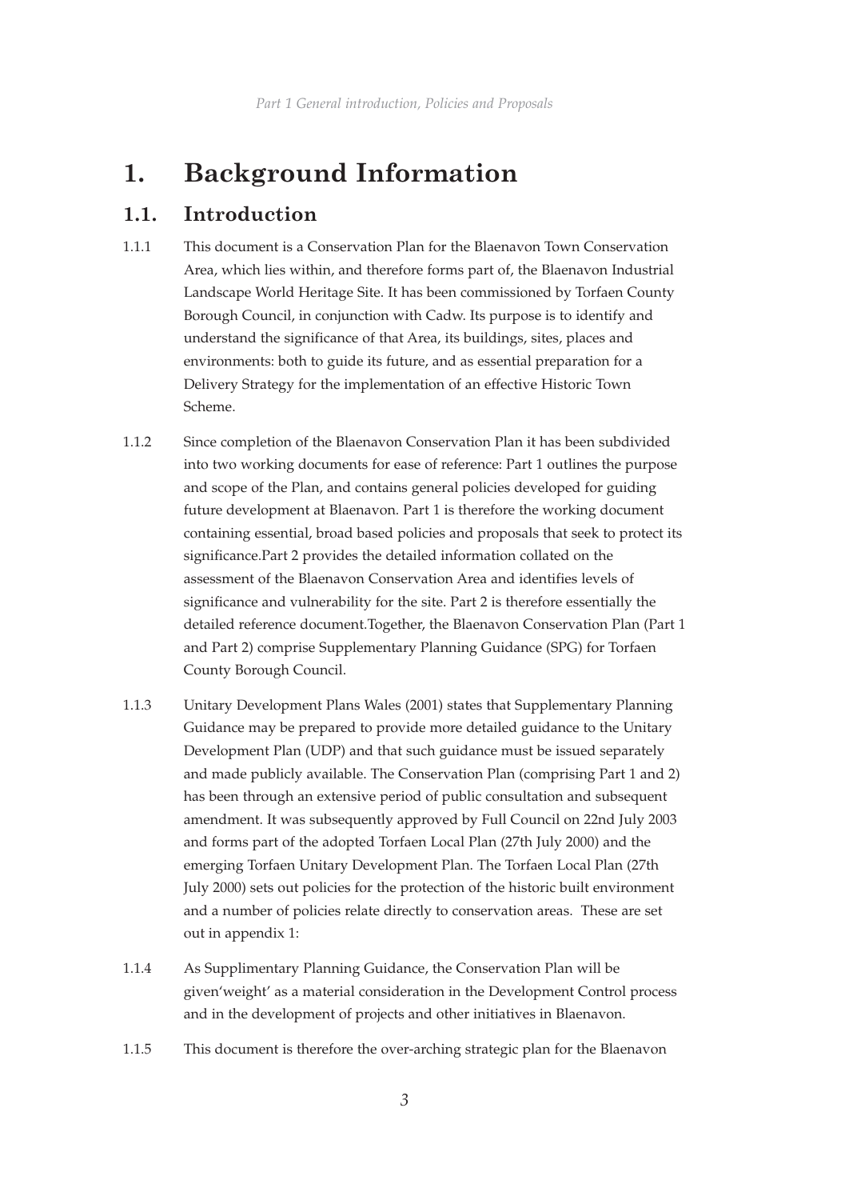# 1. Background Information

## 1.1. Introduction

1.1.1 This document is a Conservation Plan for the Blaenavon Town Conservation Area, which lies within, and therefore forms part of, the Blaenavon Industrial Landscape World Heritage Site. It has been commissioned by Torfaen County Borough Council, in conjunction with Cadw. Its purpose is to identify and understand the significance of that Area, its buildings, sites, places and environments: both to guide its future, and as essential preparation for a Delivery Strategy for the implementation of an effective Historic Town Scheme.

1.1.2 Since completion of the Blaenavon Conservation Plan it has been subdivided into two working documents for ease of reference: Part 1 outlines the purpose and scope of the Plan, and contains general policies developed for guiding future development at Blaenavon. Part 1 is therefore the working document containing essential, broad based policies and proposals that seek to protect its significance.Part 2 provides the detailed information collated on the assessment of the Blaenavon Conservation Area and identifies levels of significance and vulnerability for the site. Part 2 is therefore essentially the detailed reference document.Together, the Blaenavon Conservation Plan (Part 1 and Part 2) comprise Supplementary Planning Guidance (SPG) for Torfaen County Borough Council.

1.1.3 Unitary Development Plans Wales (2001) states that Supplementary Planning Guidance may be prepared to provide more detailed guidance to the Unitary Development Plan (UDP) and that such guidance must be issued separately and made publicly available. The Conservation Plan (comprising Part 1 and 2) has been through an extensive period of public consultation and subsequent amendment. It was subsequently approved by Full Council on 22nd July 2003 and forms part of the adopted Torfaen Local Plan (27th July 2000) and the emerging Torfaen Unitary Development Plan. The Torfaen Local Plan (27th July 2000) sets out policies for the protection of the historic built environment and a number of policies relate directly to conservation areas. These are set out in appendix 1:

1.1.4 As Supplimentary Planning Guidance, the Conservation Plan will be given'weight' as a material consideration in the Development Control process and in the development of projects and other initiatives in Blaenavon.

1.1.5 This document is therefore the over-arching strategic plan for the Blaenavon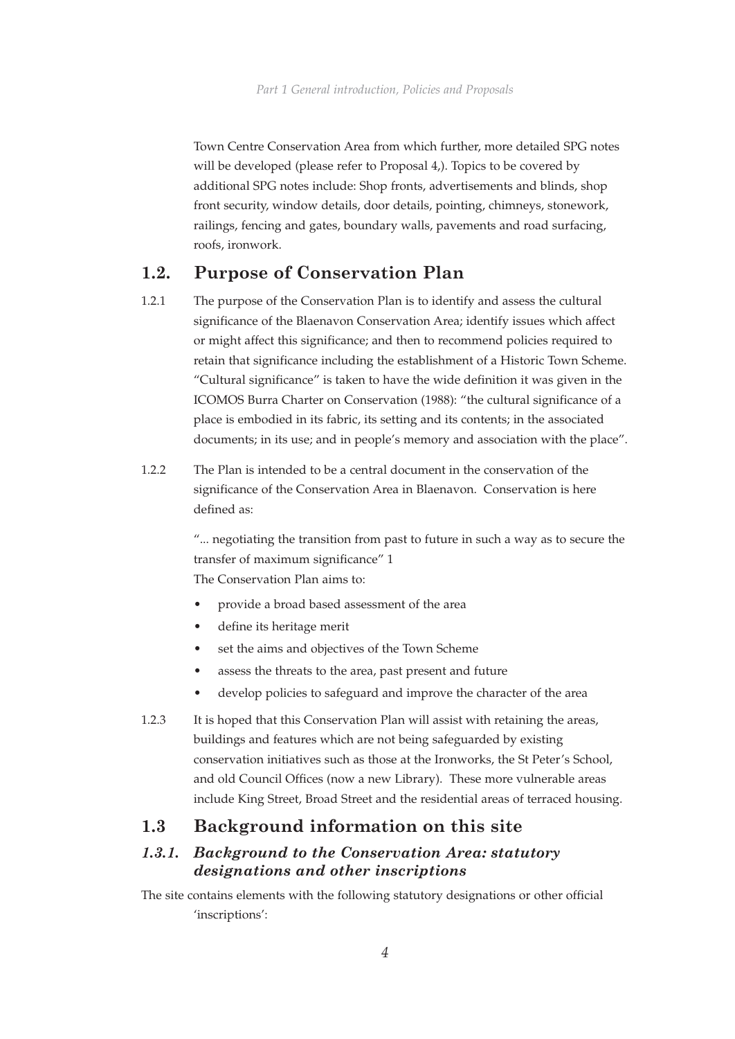Town Centre Conservation Area from which further, more detailed SPG notes will be developed (please refer to Proposal 4,). Topics to be covered by additional SPG notes include: Shop fronts, advertisements and blinds, shop front security, window details, door details, pointing, chimneys, stonework, railings, fencing and gates, boundary walls, pavements and road surfacing, roofs, ironwork.

## 1.2. Purpose of Conservation Plan

1.2.1 The purpose of the Conservation Plan is to identify and assess the cultural significance of the Blaenavon Conservation Area; identify issues which affect or might affect this significance; and then to recommend policies required to retain that significance including the establishment of a Historic Town Scheme. "Cultural significance" is taken to have the wide definition it was given in the ICOMOS Burra Charter on Conservation (1988): "the cultural significance of a place is embodied in its fabric, its setting and its contents; in the associated documents; in its use; and in people's memory and association with the place".

1.2.2 The Plan is intended to be a central document in the conservation of the significance of the Conservation Area in Blaenavon. Conservation is here defined as:

"... negotiating the transition from past to future in such a way as to secure the transfer of maximum significance" 1

The Conservation Plan aims to:

- provide a broad based assessment of the area
- define its heritage merit
- set the aims and objectives of the Town Scheme
- assess the threats to the area, past present and future
- develop policies to safeguard and improve the character of the area

1.2.3 It is hoped that this Conservation Plan will assist with retaining the areas, buildings and features which are not being safeguarded by existing conservation initiatives such as those at the Ironworks, the St Peter's School, and old Council Offices (now a new Library). These more vulnerable areas include King Street, Broad Street and the residential areas of terraced housing.

## 1.3 Background information on this site

### *1.3.1. Background to the Conservation Area: statutory designations and other inscriptions*

The site contains elements with the following statutory designations or other official 'inscriptions':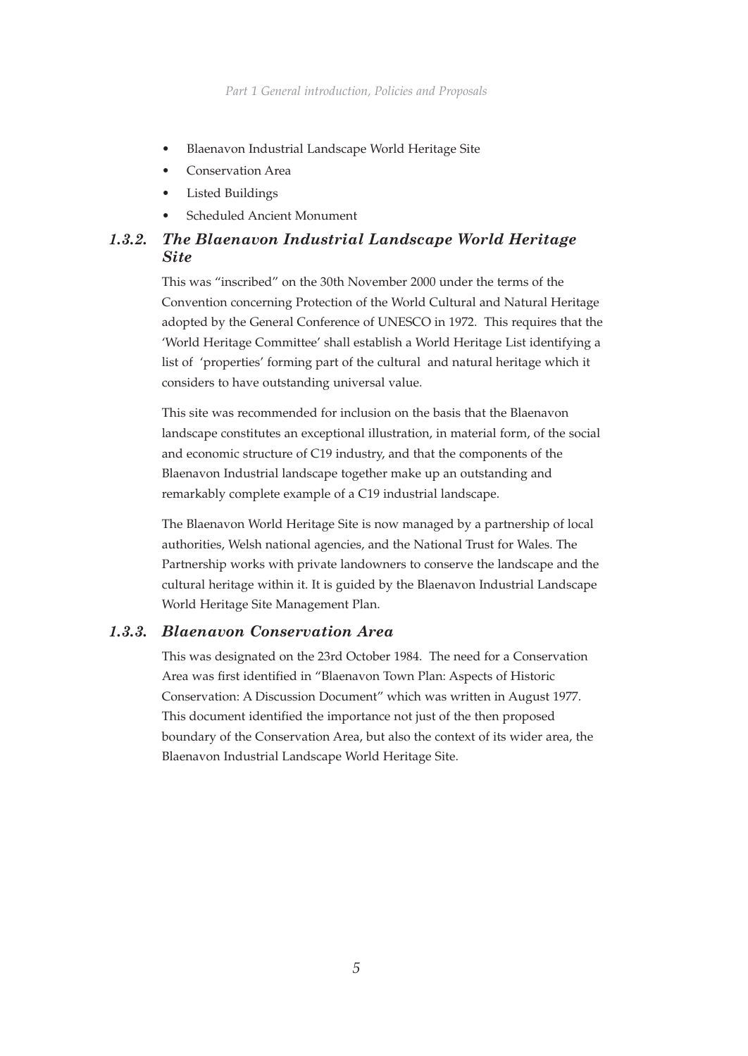- Blaenavon Industrial Landscape World Heritage Site
- Conservation Area
- Listed Buildings
- Scheduled Ancient Monument

### *1.3.2. The Blaenavon Industrial Landscape World Heritage Site*

This was "inscribed" on the 30th November 2000 under the terms of the Convention concerning Protection of the World Cultural and Natural Heritage adopted by the General Conference of UNESCO in 1972. This requires that the 'World Heritage Committee' shall establish a World Heritage List identifying a list of 'properties' forming part of the cultural and natural heritage which it considers to have outstanding universal value.

This site was recommended for inclusion on the basis that the Blaenavon landscape constitutes an exceptional illustration, in material form, of the social and economic structure of C19 industry, and that the components of the Blaenavon Industrial landscape together make up an outstanding and remarkably complete example of a C19 industrial landscape.

The Blaenavon World Heritage Site is now managed by a partnership of local authorities, Welsh national agencies, and the National Trust for Wales. The Partnership works with private landowners to conserve the landscape and the cultural heritage within it. It is guided by the Blaenavon Industrial Landscape World Heritage Site Management Plan.

### *1.3.3. Blaenavon Conservation Area*

This was designated on the 23rd October 1984. The need for a Conservation Area was first identified in "Blaenavon Town Plan: Aspects of Historic Conservation: A Discussion Document" which was written in August 1977. This document identified the importance not just of the then proposed boundary of the Conservation Area, but also the context of its wider area, the Blaenavon Industrial Landscape World Heritage Site.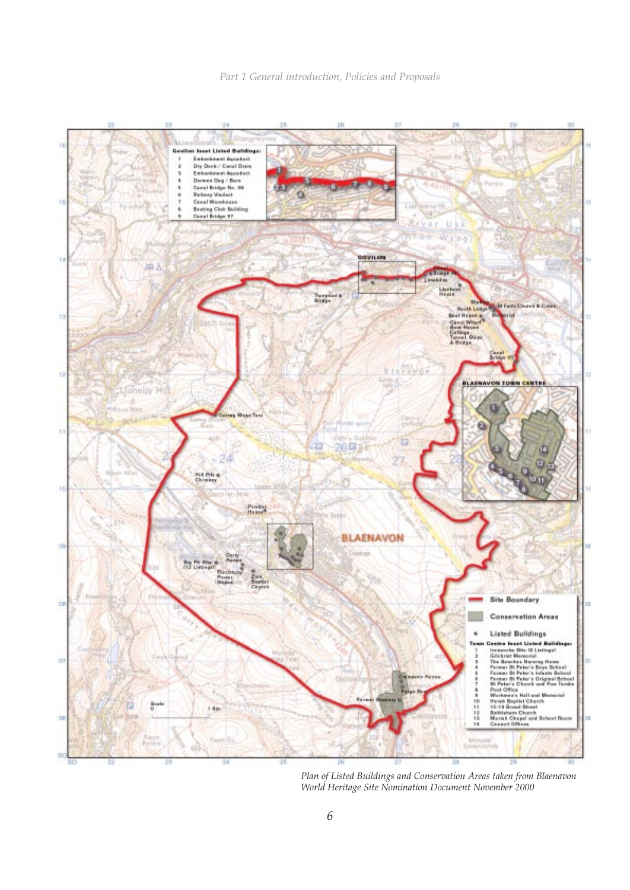**Govilon Inset Listed Buildings:**

1. Embankment Aqueduct
2. Dry Dock / Canal Drain
3. Embankment Aqueduct
4. Derwen Deg / Barn
5. Canal Bridge No. 98
6. Railway Viaduct
7. Canal Warehouse
8. Boating Club Building
9. Canal Bridge 97

- Site Boundary
- Conservation Areas
- Listed Buildings

**Town Centre Inset Listed Buildings:**

1. Ironworks Site (8 Listings)
2. Gilchrist Memorial
3. The Beeches Nursing Home
4. Former St Peter's Boys School
5. Former St Peter's Infants School
6. Former St Peter's Original School
7. St Peter's Church and Five Tombs
8. Post Office
9. Workmen's Hall and Memorial
10. Horeb Baptist Church
11. 15-19 Broad Street
12. Bethlehem Church
13. Moriah Chapel and School Room
14. Council Offices

*Plan of Listed Buildings and Conservation Areas taken from Blaenavon World Heritage Site Nomination Document November 2000*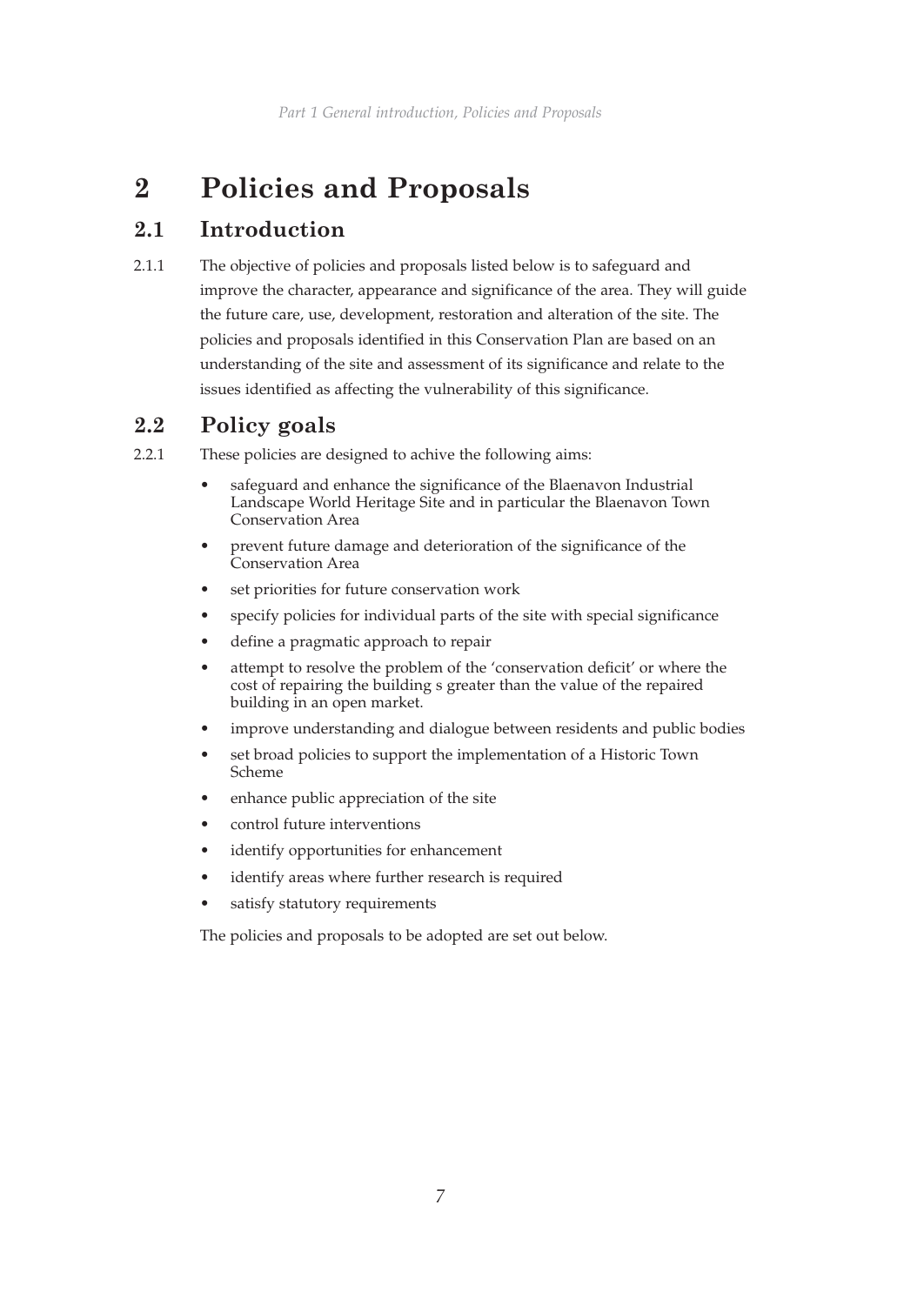# 2 Policies and Proposals

## 2.1 Introduction

2.1.1 The objective of policies and proposals listed below is to safeguard and improve the character, appearance and significance of the area. They will guide the future care, use, development, restoration and alteration of the site. The policies and proposals identified in this Conservation Plan are based on an understanding of the site and assessment of its significance and relate to the issues identified as affecting the vulnerability of this significance.

## 2.2 Policy goals

2.2.1 These policies are designed to achive the following aims:

- safeguard and enhance the significance of the Blaenavon Industrial Landscape World Heritage Site and in particular the Blaenavon Town Conservation Area
- prevent future damage and deterioration of the significance of the Conservation Area
- set priorities for future conservation work
- specify policies for individual parts of the site with special significance
- define a pragmatic approach to repair
- attempt to resolve the problem of the 'conservation deficit' or where the cost of repairing the building s greater than the value of the repaired building in an open market.
- improve understanding and dialogue between residents and public bodies
- set broad policies to support the implementation of a Historic Town Scheme
- enhance public appreciation of the site
- control future interventions
- identify opportunities for enhancement
- identify areas where further research is required
- satisfy statutory requirements

The policies and proposals to be adopted are set out below.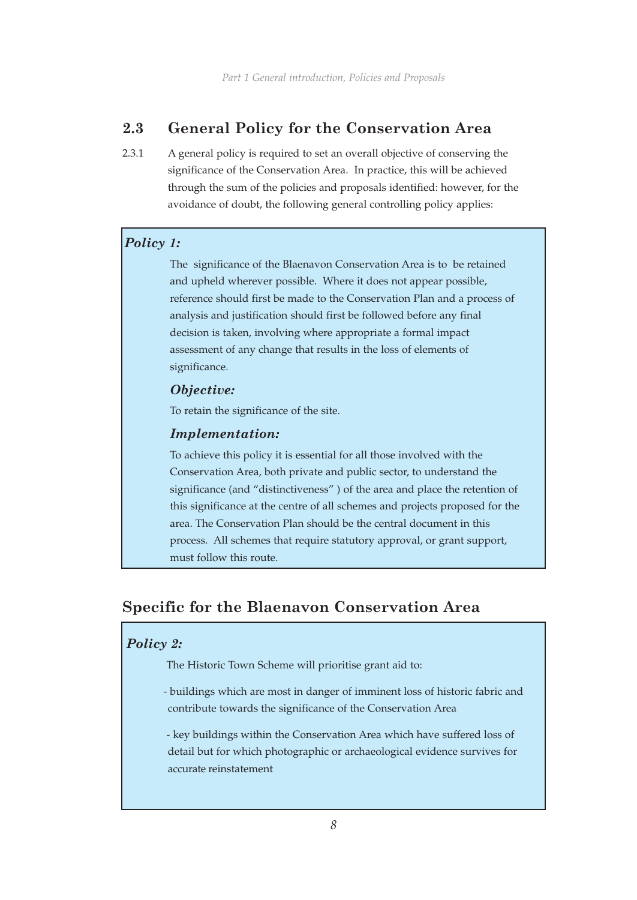## 2.3 General Policy for the Conservation Area

2.3.1 A general policy is required to set an overall objective of conserving the significance of the Conservation Area. In practice, this will be achieved through the sum of the policies and proposals identified: however, for the avoidance of doubt, the following general controlling policy applies:

***Policy 1:***

The significance of the Blaenavon Conservation Area is to be retained and upheld wherever possible. Where it does not appear possible, reference should first be made to the Conservation Plan and a process of analysis and justification should first be followed before any final decision is taken, involving where appropriate a formal impact assessment of any change that results in the loss of elements of significance.

***Objective:***

To retain the significance of the site.

***Implementation:***

To achieve this policy it is essential for all those involved with the Conservation Area, both private and public sector, to understand the significance (and "distinctiveness" ) of the area and place the retention of this significance at the centre of all schemes and projects proposed for the area. The Conservation Plan should be the central document in this process. All schemes that require statutory approval, or grant support, must follow this route.

## Specific for the Blaenavon Conservation Area

***Policy 2:***

The Historic Town Scheme will prioritise grant aid to:

- buildings which are most in danger of imminent loss of historic fabric and contribute towards the significance of the Conservation Area

- key buildings within the Conservation Area which have suffered loss of detail but for which photographic or archaeological evidence survives for accurate reinstatement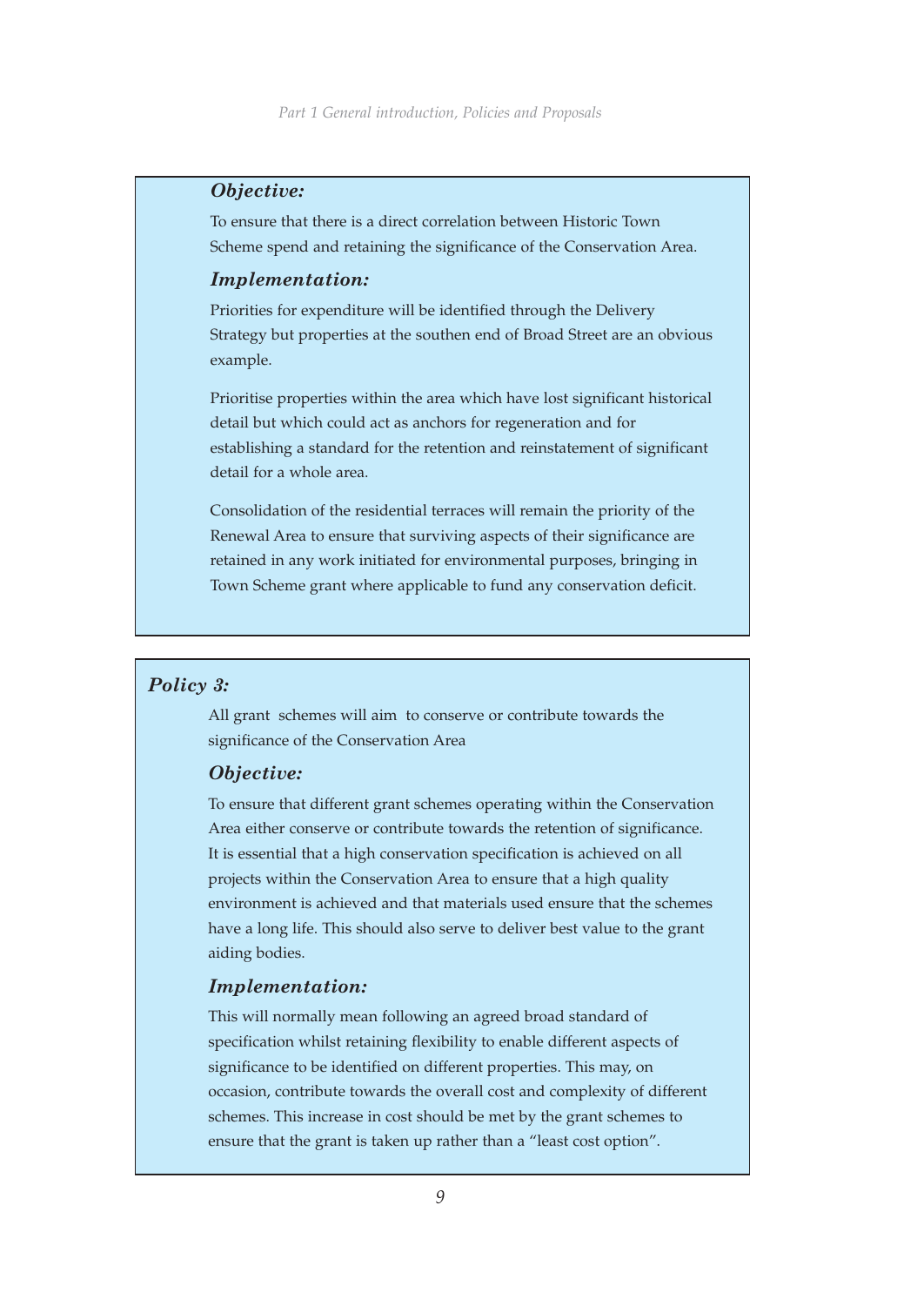### *Objective:*

To ensure that there is a direct correlation between Historic Town Scheme spend and retaining the significance of the Conservation Area.

### *Implementation:*

Priorities for expenditure will be identified through the Delivery Strategy but properties at the southen end of Broad Street are an obvious example.

Prioritise properties within the area which have lost significant historical detail but which could act as anchors for regeneration and for establishing a standard for the retention and reinstatement of significant detail for a whole area.

Consolidation of the residential terraces will remain the priority of the Renewal Area to ensure that surviving aspects of their significance are retained in any work initiated for environmental purposes, bringing in Town Scheme grant where applicable to fund any conservation deficit.

## *Policy 3:*

All grant schemes will aim to conserve or contribute towards the significance of the Conservation Area

### *Objective:*

To ensure that different grant schemes operating within the Conservation Area either conserve or contribute towards the retention of significance. It is essential that a high conservation specification is achieved on all projects within the Conservation Area to ensure that a high quality environment is achieved and that materials used ensure that the schemes have a long life. This should also serve to deliver best value to the grant aiding bodies.

### *Implementation:*

This will normally mean following an agreed broad standard of specification whilst retaining flexibility to enable different aspects of significance to be identified on different properties. This may, on occasion, contribute towards the overall cost and complexity of different schemes. This increase in cost should be met by the grant schemes to ensure that the grant is taken up rather than a "least cost option".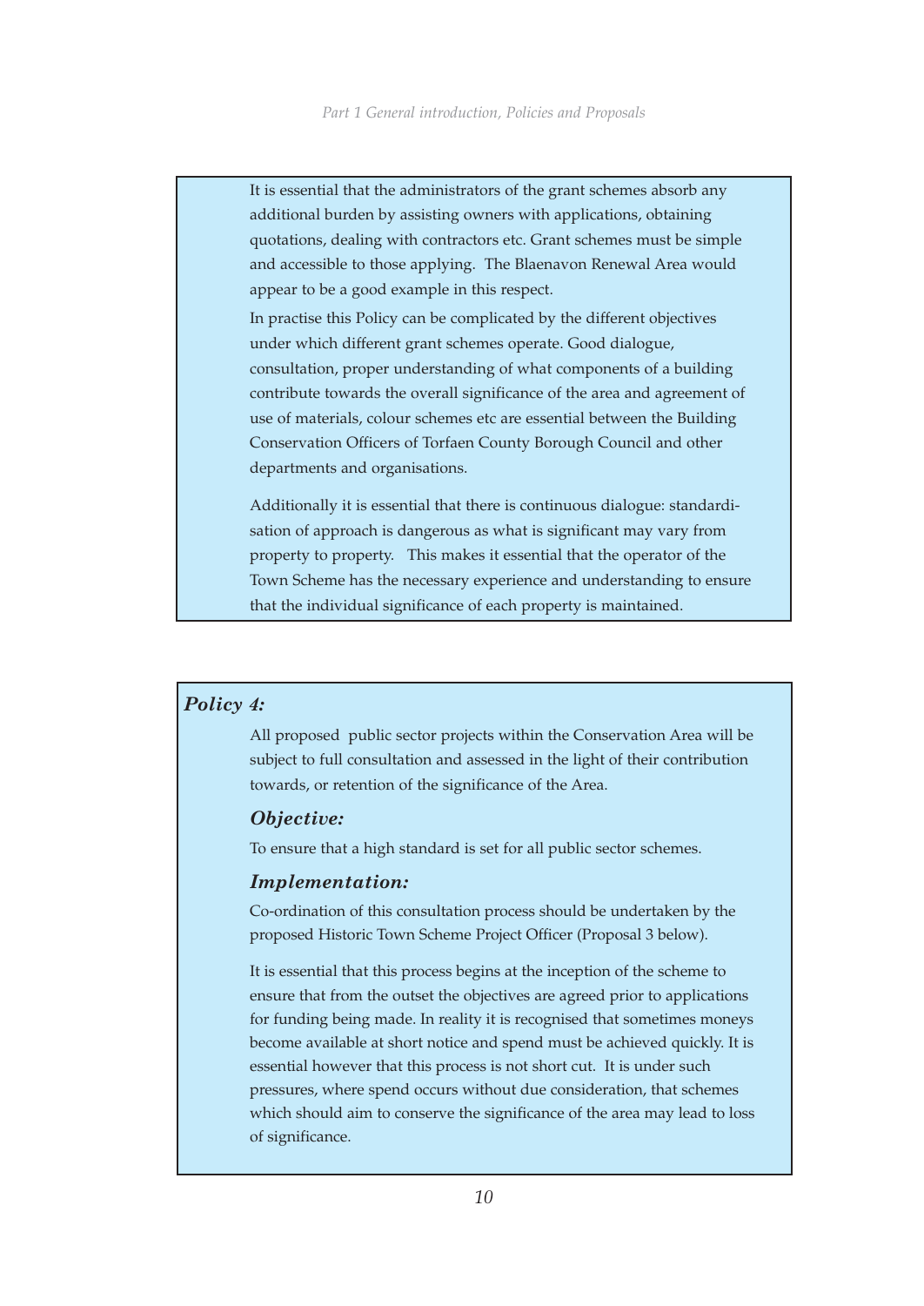It is essential that the administrators of the grant schemes absorb any additional burden by assisting owners with applications, obtaining quotations, dealing with contractors etc. Grant schemes must be simple and accessible to those applying. The Blaenavon Renewal Area would appear to be a good example in this respect.

In practise this Policy can be complicated by the different objectives under which different grant schemes operate. Good dialogue, consultation, proper understanding of what components of a building contribute towards the overall significance of the area and agreement of use of materials, colour schemes etc are essential between the Building Conservation Officers of Torfaen County Borough Council and other departments and organisations.

Additionally it is essential that there is continuous dialogue: standardisation of approach is dangerous as what is significant may vary from property to property. This makes it essential that the operator of the Town Scheme has the necessary experience and understanding to ensure that the individual significance of each property is maintained.

### *Policy 4:*

All proposed public sector projects within the Conservation Area will be subject to full consultation and assessed in the light of their contribution towards, or retention of the significance of the Area.

#### *Objective:*

To ensure that a high standard is set for all public sector schemes.

#### *Implementation:*

Co-ordination of this consultation process should be undertaken by the proposed Historic Town Scheme Project Officer (Proposal 3 below).

It is essential that this process begins at the inception of the scheme to ensure that from the outset the objectives are agreed prior to applications for funding being made. In reality it is recognised that sometimes moneys become available at short notice and spend must be achieved quickly. It is essential however that this process is not short cut. It is under such pressures, where spend occurs without due consideration, that schemes which should aim to conserve the significance of the area may lead to loss of significance.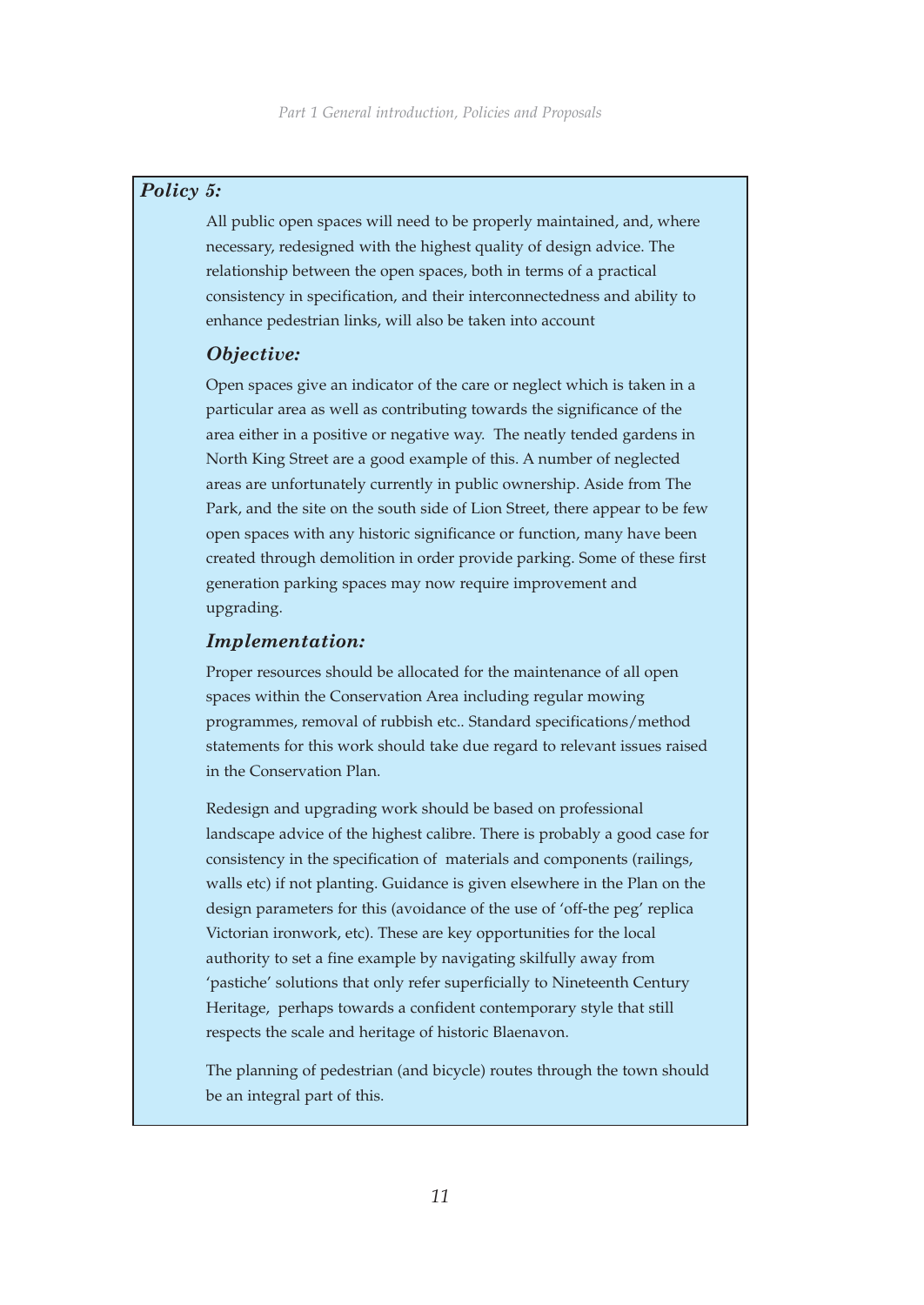### *Policy 5:*

All public open spaces will need to be properly maintained, and, where necessary, redesigned with the highest quality of design advice. The relationship between the open spaces, both in terms of a practical consistency in specification, and their interconnectedness and ability to enhance pedestrian links, will also be taken into account

### *Objective:*

Open spaces give an indicator of the care or neglect which is taken in a particular area as well as contributing towards the significance of the area either in a positive or negative way. The neatly tended gardens in North King Street are a good example of this. A number of neglected areas are unfortunately currently in public ownership. Aside from The Park, and the site on the south side of Lion Street, there appear to be few open spaces with any historic significance or function, many have been created through demolition in order provide parking. Some of these first generation parking spaces may now require improvement and upgrading.

### *Implementation:*

Proper resources should be allocated for the maintenance of all open spaces within the Conservation Area including regular mowing programmes, removal of rubbish etc.. Standard specifications/method statements for this work should take due regard to relevant issues raised in the Conservation Plan.

Redesign and upgrading work should be based on professional landscape advice of the highest calibre. There is probably a good case for consistency in the specification of materials and components (railings, walls etc) if not planting. Guidance is given elsewhere in the Plan on the design parameters for this (avoidance of the use of 'off-the peg' replica Victorian ironwork, etc). These are key opportunities for the local authority to set a fine example by navigating skilfully away from 'pastiche' solutions that only refer superficially to Nineteenth Century Heritage, perhaps towards a confident contemporary style that still respects the scale and heritage of historic Blaenavon.

The planning of pedestrian (and bicycle) routes through the town should be an integral part of this.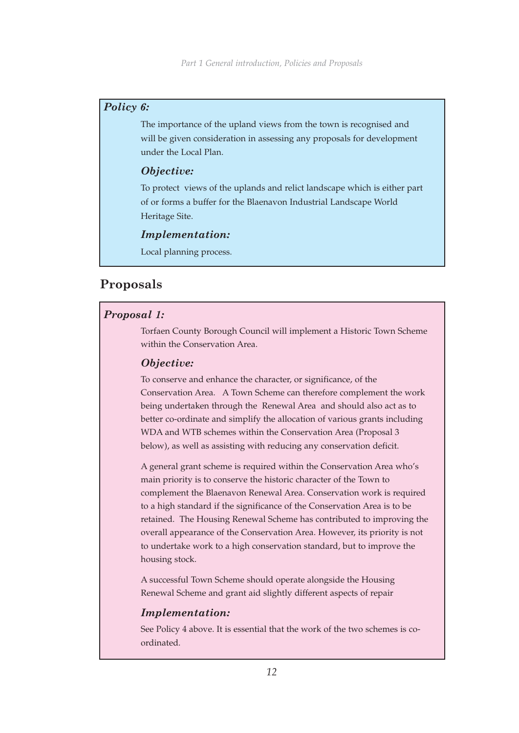***Policy 6:***

The importance of the upland views from the town is recognised and will be given consideration in assessing any proposals for development under the Local Plan.

***Objective:***

To protect views of the uplands and relict landscape which is either part of or forms a buffer for the Blaenavon Industrial Landscape World Heritage Site.

***Implementation:***

Local planning process.

## Proposals

***Proposal 1:***

Torfaen County Borough Council will implement a Historic Town Scheme within the Conservation Area.

***Objective:***

To conserve and enhance the character, or significance, of the Conservation Area. A Town Scheme can therefore complement the work being undertaken through the Renewal Area and should also act as to better co-ordinate and simplify the allocation of various grants including WDA and WTB schemes within the Conservation Area (Proposal 3 below), as well as assisting with reducing any conservation deficit.

A general grant scheme is required within the Conservation Area who's main priority is to conserve the historic character of the Town to complement the Blaenavon Renewal Area. Conservation work is required to a high standard if the significance of the Conservation Area is to be retained. The Housing Renewal Scheme has contributed to improving the overall appearance of the Conservation Area. However, its priority is not to undertake work to a high conservation standard, but to improve the housing stock.

A successful Town Scheme should operate alongside the Housing Renewal Scheme and grant aid slightly different aspects of repair

***Implementation:***

See Policy 4 above. It is essential that the work of the two schemes is co-ordinated.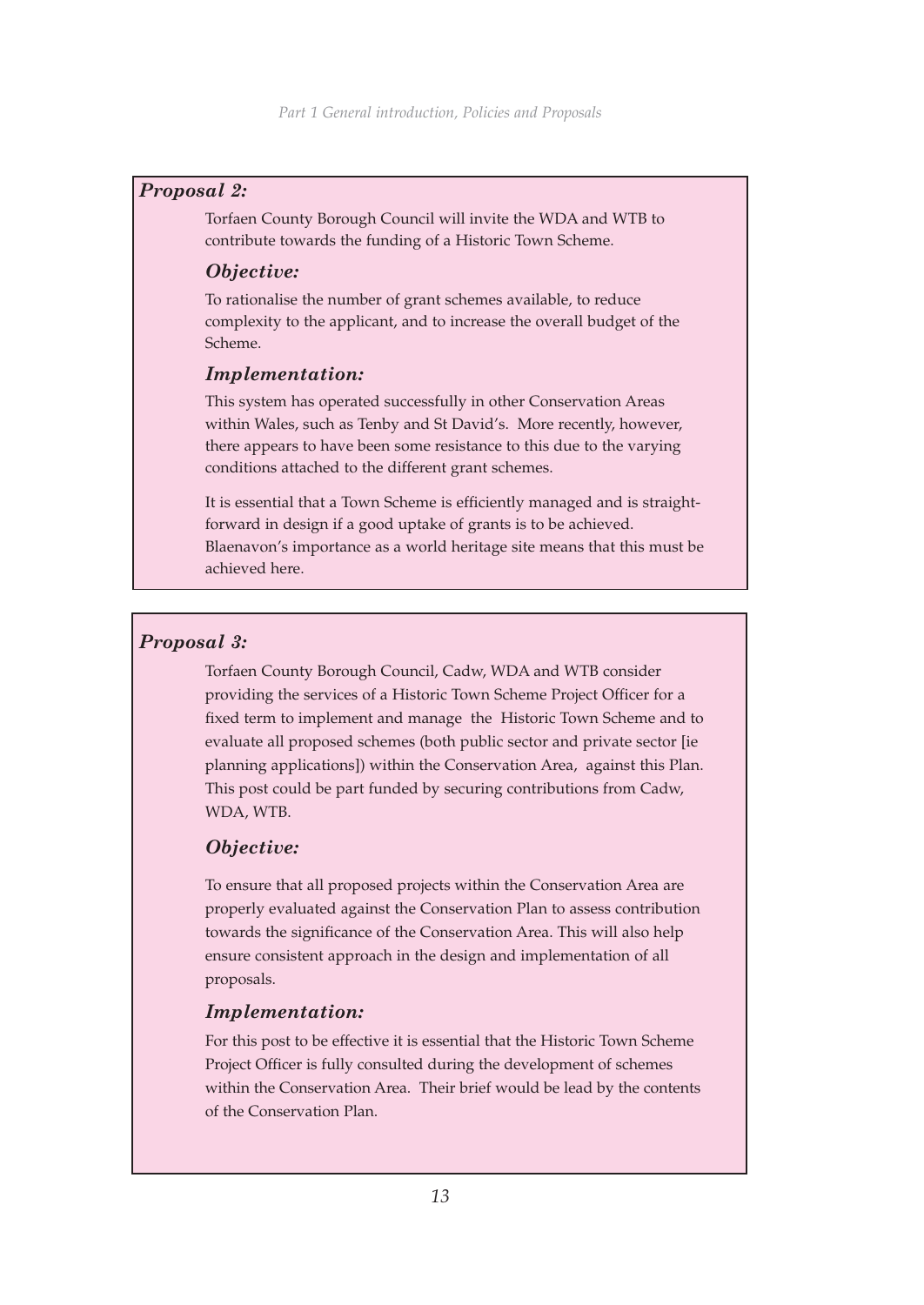### *Proposal 2:*

Torfaen County Borough Council will invite the WDA and WTB to contribute towards the funding of a Historic Town Scheme.

#### *Objective:*

To rationalise the number of grant schemes available, to reduce complexity to the applicant, and to increase the overall budget of the Scheme.

#### *Implementation:*

This system has operated successfully in other Conservation Areas within Wales, such as Tenby and St David's. More recently, however, there appears to have been some resistance to this due to the varying conditions attached to the different grant schemes.

It is essential that a Town Scheme is efficiently managed and is straightforward in design if a good uptake of grants is to be achieved. Blaenavon's importance as a world heritage site means that this must be achieved here.

### *Proposal 3:*

Torfaen County Borough Council, Cadw, WDA and WTB consider providing the services of a Historic Town Scheme Project Officer for a fixed term to implement and manage the Historic Town Scheme and to evaluate all proposed schemes (both public sector and private sector [ie planning applications]) within the Conservation Area, against this Plan. This post could be part funded by securing contributions from Cadw, WDA, WTB.

#### *Objective:*

To ensure that all proposed projects within the Conservation Area are properly evaluated against the Conservation Plan to assess contribution towards the significance of the Conservation Area. This will also help ensure consistent approach in the design and implementation of all proposals.

#### *Implementation:*

For this post to be effective it is essential that the Historic Town Scheme Project Officer is fully consulted during the development of schemes within the Conservation Area. Their brief would be lead by the contents of the Conservation Plan.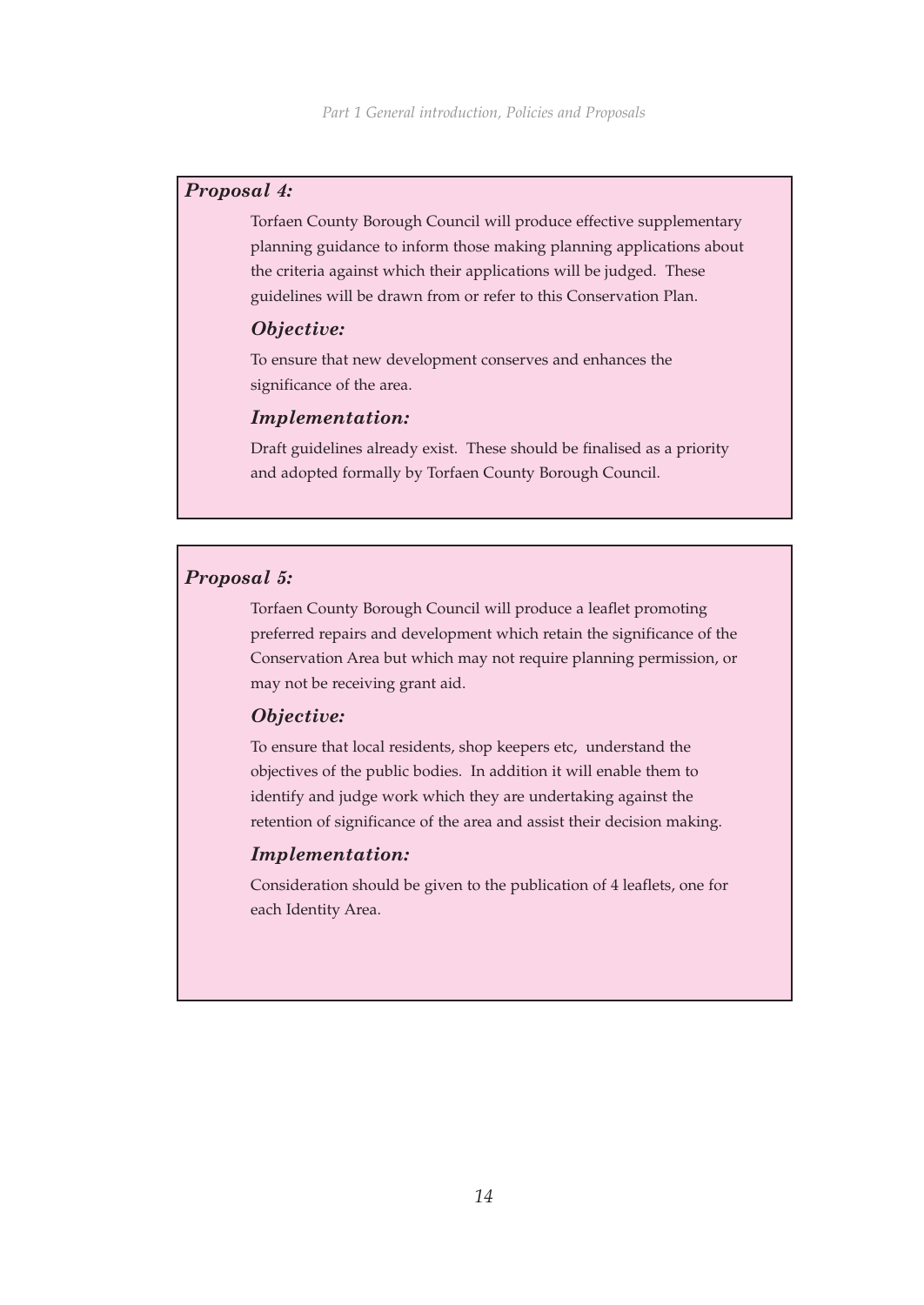### *Proposal 4:*

Torfaen County Borough Council will produce effective supplementary planning guidance to inform those making planning applications about the criteria against which their applications will be judged. These guidelines will be drawn from or refer to this Conservation Plan.

#### *Objective:*

To ensure that new development conserves and enhances the significance of the area.

#### *Implementation:*

Draft guidelines already exist. These should be finalised as a priority and adopted formally by Torfaen County Borough Council.

### *Proposal 5:*

Torfaen County Borough Council will produce a leaflet promoting preferred repairs and development which retain the significance of the Conservation Area but which may not require planning permission, or may not be receiving grant aid.

#### *Objective:*

To ensure that local residents, shop keepers etc, understand the objectives of the public bodies. In addition it will enable them to identify and judge work which they are undertaking against the retention of significance of the area and assist their decision making.

#### *Implementation:*

Consideration should be given to the publication of 4 leaflets, one for each Identity Area.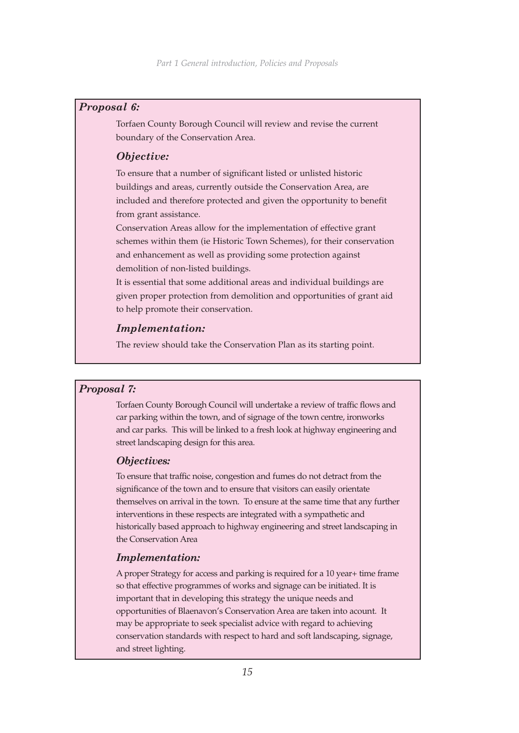### *Proposal 6:*

Torfaen County Borough Council will review and revise the current boundary of the Conservation Area.

#### *Objective:*

To ensure that a number of significant listed or unlisted historic buildings and areas, currently outside the Conservation Area, are included and therefore protected and given the opportunity to benefit from grant assistance.

Conservation Areas allow for the implementation of effective grant schemes within them (ie Historic Town Schemes), for their conservation and enhancement as well as providing some protection against demolition of non-listed buildings.

It is essential that some additional areas and individual buildings are given proper protection from demolition and opportunities of grant aid to help promote their conservation.

#### *Implementation:*

The review should take the Conservation Plan as its starting point.

### *Proposal 7:*

Torfaen County Borough Council will undertake a review of traffic flows and car parking within the town, and of signage of the town centre, ironworks and car parks. This will be linked to a fresh look at highway engineering and street landscaping design for this area.

#### *Objectives:*

To ensure that traffic noise, congestion and fumes do not detract from the significance of the town and to ensure that visitors can easily orientate themselves on arrival in the town. To ensure at the same time that any further interventions in these respects are integrated with a sympathetic and historically based approach to highway engineering and street landscaping in the Conservation Area

#### *Implementation:*

A proper Strategy for access and parking is required for a 10 year+ time frame so that effective programmes of works and signage can be initiated. It is important that in developing this strategy the unique needs and opportunities of Blaenavon's Conservation Area are taken into acount. It may be appropriate to seek specialist advice with regard to achieving conservation standards with respect to hard and soft landscaping, signage, and street lighting.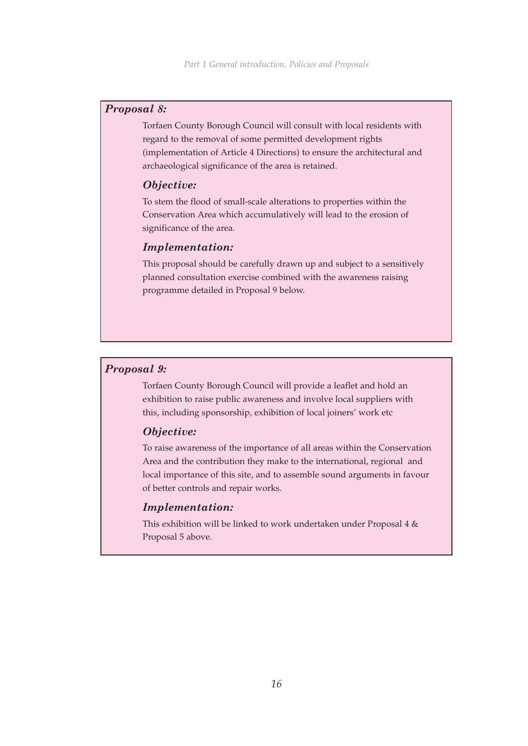### *Proposal 8:*

Torfaen County Borough Council will consult with local residents with regard to the removal of some permitted development rights (implementation of Article 4 Directions) to ensure the architectural and archaeological significance of the area is retained.

#### *Objective:*

To stem the flood of small-scale alterations to properties within the Conservation Area which accumulatively will lead to the erosion of significance of the area.

#### *Implementation:*

This proposal should be carefully drawn up and subject to a sensitively planned consultation exercise combined with the awareness raising programme detailed in Proposal 9 below.

### *Proposal 9:*

Torfaen County Borough Council will provide a leaflet and hold an exhibition to raise public awareness and involve local suppliers with this, including sponsorship, exhibition of local joiners' work etc

#### *Objective:*

To raise awareness of the importance of all areas within the Conservation Area and the contribution they make to the international, regional and local importance of this site, and to assemble sound arguments in favour of better controls and repair works.

#### *Implementation:*

This exhibition will be linked to work undertaken under Proposal 4 & Proposal 5 above.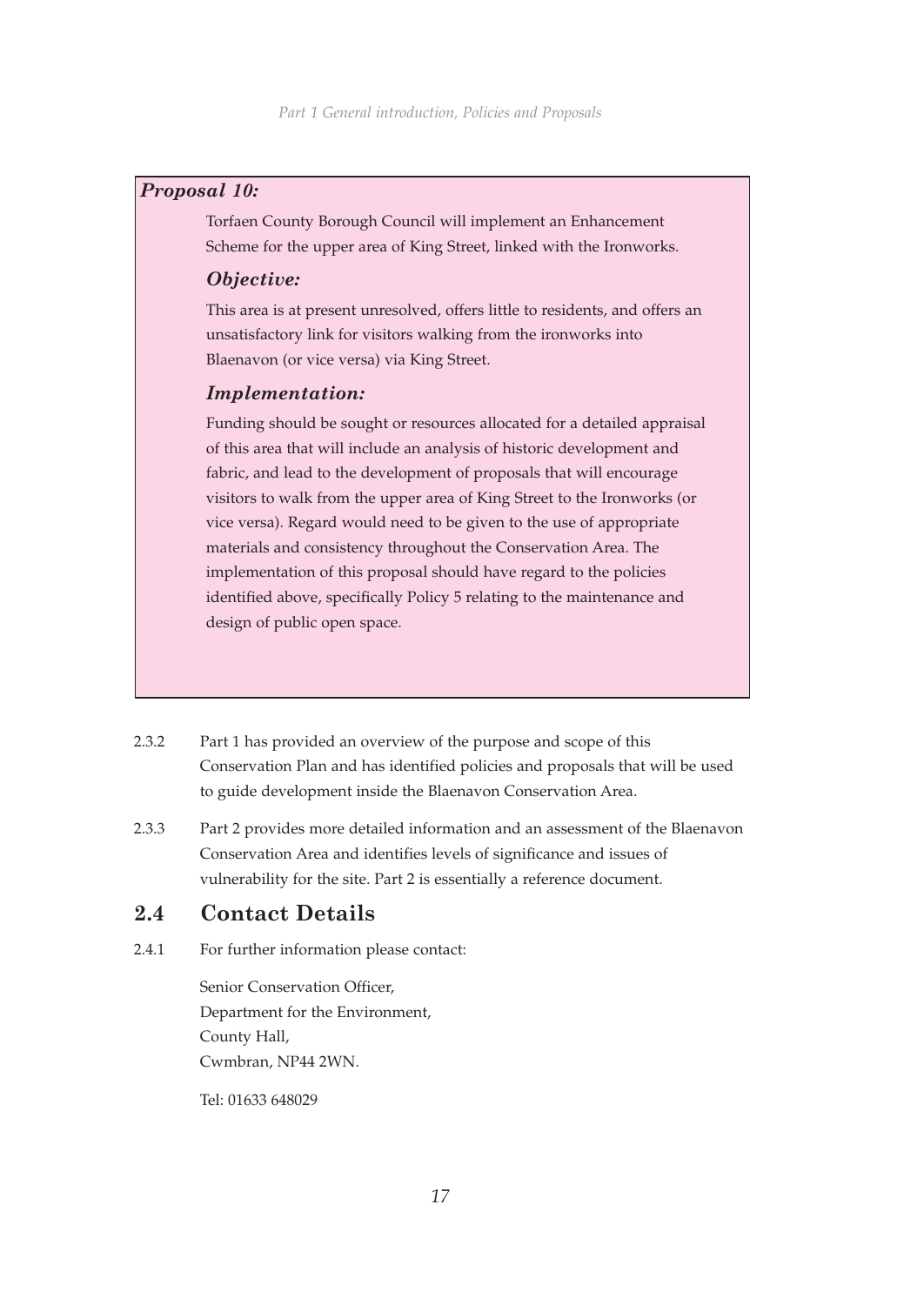***Proposal 10:***

Torfaen County Borough Council will implement an Enhancement Scheme for the upper area of King Street, linked with the Ironworks.

***Objective:***

This area is at present unresolved, offers little to residents, and offers an unsatisfactory link for visitors walking from the ironworks into Blaenavon (or vice versa) via King Street.

***Implementation:***

Funding should be sought or resources allocated for a detailed appraisal of this area that will include an analysis of historic development and fabric, and lead to the development of proposals that will encourage visitors to walk from the upper area of King Street to the Ironworks (or vice versa). Regard would need to be given to the use of appropriate materials and consistency throughout the Conservation Area. The implementation of this proposal should have regard to the policies identified above, specifically Policy 5 relating to the maintenance and design of public open space.

2.3.2 Part 1 has provided an overview of the purpose and scope of this Conservation Plan and has identified policies and proposals that will be used to guide development inside the Blaenavon Conservation Area.

2.3.3 Part 2 provides more detailed information and an assessment of the Blaenavon Conservation Area and identifies levels of significance and issues of vulnerability for the site. Part 2 is essentially a reference document.

## 2.4 Contact Details

2.4.1 For further information please contact:

Senior Conservation Officer,
Department for the Environment,
County Hall,
Cwmbran, NP44 2WN.

Tel: 01633 648029